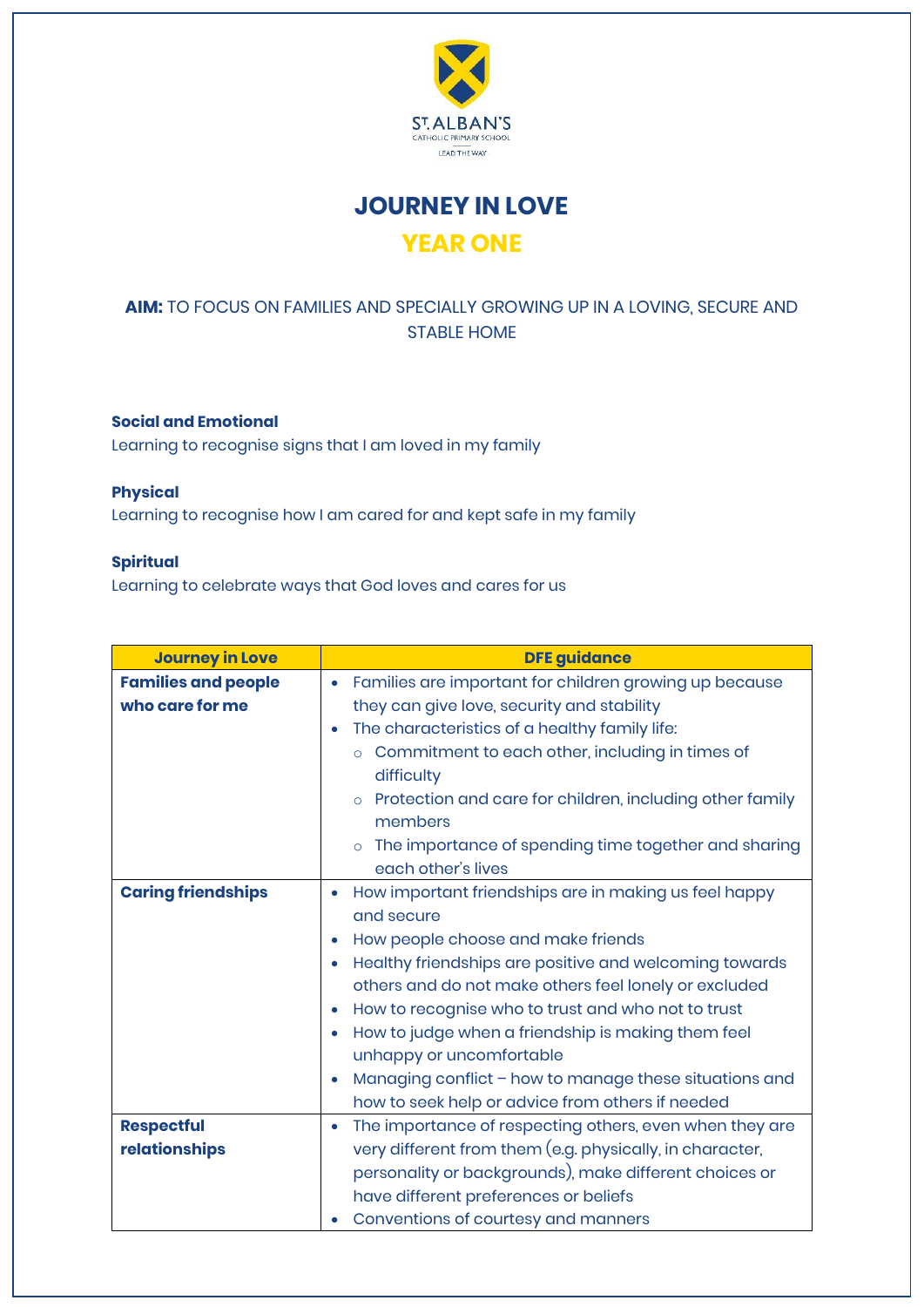ST. ALBAN'S
CATHOLIC PRIMARY SCHOOL
LEAD THE WAY

# JOURNEY IN LOVE

## YEAR ONE

**AIM:** TO FOCUS ON FAMILIES AND SPECIALLY GROWING UP IN A LOVING, SECURE AND STABLE HOME

**Social and Emotional**
Learning to recognise signs that I am loved in my family

**Physical**
Learning to recognise how I am cared for and kept safe in my family

**Spiritual**
Learning to celebrate ways that God loves and cares for us

| Journey in Love | DFE guidance |
|---|---|
| **Families and people who care for me** | • Families are important for children growing up because they can give love, security and stability<br>• The characteristics of a healthy family life:<br>&nbsp;&nbsp;○ Commitment to each other, including in times of difficulty<br>&nbsp;&nbsp;○ Protection and care for children, including other family members<br>&nbsp;&nbsp;○ The importance of spending time together and sharing each other's lives |
| **Caring friendships** | • How important friendships are in making us feel happy and secure<br>• How people choose and make friends<br>• Healthy friendships are positive and welcoming towards others and do not make others feel lonely or excluded<br>• How to recognise who to trust and who not to trust<br>• How to judge when a friendship is making them feel unhappy or uncomfortable<br>• Managing conflict – how to manage these situations and how to seek help or advice from others if needed |
| **Respectful relationships** | • The importance of respecting others, even when they are very different from them (e.g. physically, in character, personality or backgrounds), make different choices or have different preferences or beliefs<br>• Conventions of courtesy and manners |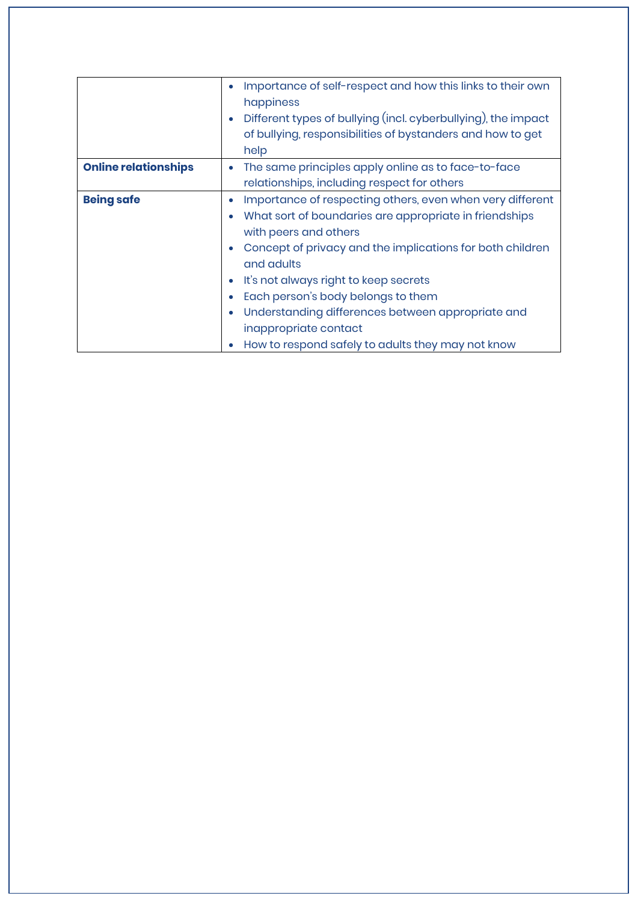| | |
|---|---|
| | • Importance of self-respect and how this links to their own happiness<br>• Different types of bullying (incl. cyberbullying), the impact of bullying, responsibilities of bystanders and how to get help |
| **Online relationships** | • The same principles apply online as to face-to-face relationships, including respect for others |
| **Being safe** | • Importance of respecting others, even when very different<br>• What sort of boundaries are appropriate in friendships with peers and others<br>• Concept of privacy and the implications for both children and adults<br>• It's not always right to keep secrets<br>• Each person's body belongs to them<br>• Understanding differences between appropriate and inappropriate contact<br>• How to respond safely to adults they may not know |